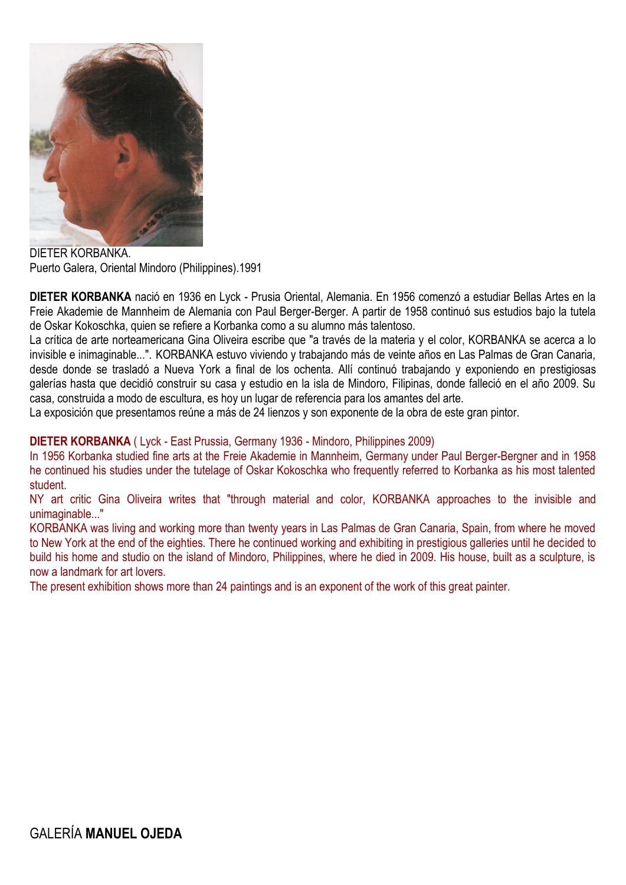DIETER KORBANKA.
Puerto Galera, Oriental Mindoro (Philippines).1991

**DIETER KORBANKA** nació en 1936 en Lyck - Prusia Oriental, Alemania. En 1956 comenzó a estudiar Bellas Artes en la Freie Akademie de Mannheim de Alemania con Paul Berger-Berger. A partir de 1958 continuó sus estudios bajo la tutela de Oskar Kokoschka, quien se refiere a Korbanka como a su alumno más talentoso.
La crítica de arte norteamericana Gina Oliveira escribe que "a través de la materia y el color, KORBANKA se acerca a lo invisible e inimaginable...". KORBANKA estuvo viviendo y trabajando más de veinte años en Las Palmas de Gran Canaria, desde donde se trasladó a Nueva York a final de los ochenta. Allí continuó trabajando y exponiendo en prestigiosas galerías hasta que decidió construir su casa y estudio en la isla de Mindoro, Filipinas, donde falleció en el año 2009. Su casa, construida a modo de escultura, es hoy un lugar de referencia para los amantes del arte.
La exposición que presentamos reúne a más de 24 lienzos y son exponente de la obra de este gran pintor.

**DIETER KORBANKA** ( Lyck - East Prussia, Germany 1936 - Mindoro, Philippines 2009)
In 1956 Korbanka studied fine arts at the Freie Akademie in Mannheim, Germany under Paul Berger-Bergner and in 1958 he continued his studies under the tutelage of Oskar Kokoschka who frequently referred to Korbanka as his most talented student.
NY art critic Gina Oliveira writes that "through material and color, KORBANKA approaches to the invisible and unimaginable..."
KORBANKA was living and working more than twenty years in Las Palmas de Gran Canaria, Spain, from where he moved to New York at the end of the eighties. There he continued working and exhibiting in prestigious galleries until he decided to build his home and studio on the island of Mindoro, Philippines, where he died in 2009. His house, built as a sculpture, is now a landmark for art lovers.
The present exhibition shows more than 24 paintings and is an exponent of the work of this great painter.

GALERÍA **MANUEL OJEDA**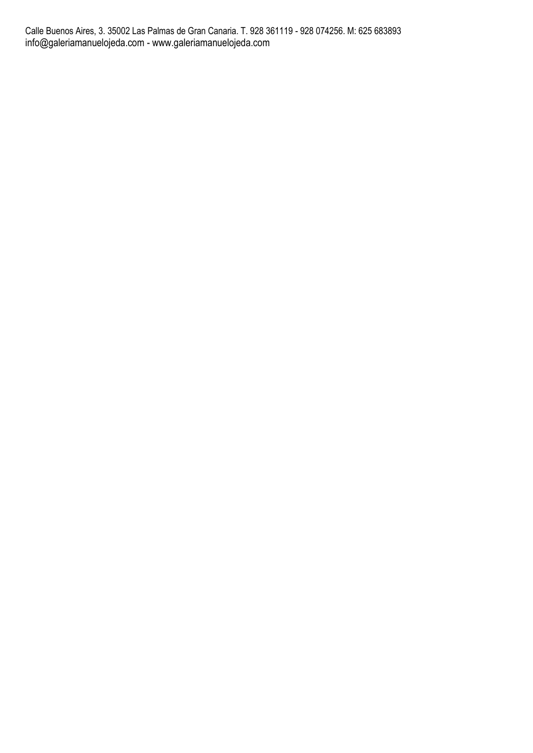Calle Buenos Aires, 3. 35002 Las Palmas de Gran Canaria. T. 928 361119 - 928 074256. M: 625 683893
info@galeriamanuelojeda.com - www.galeriamanuelojeda.com